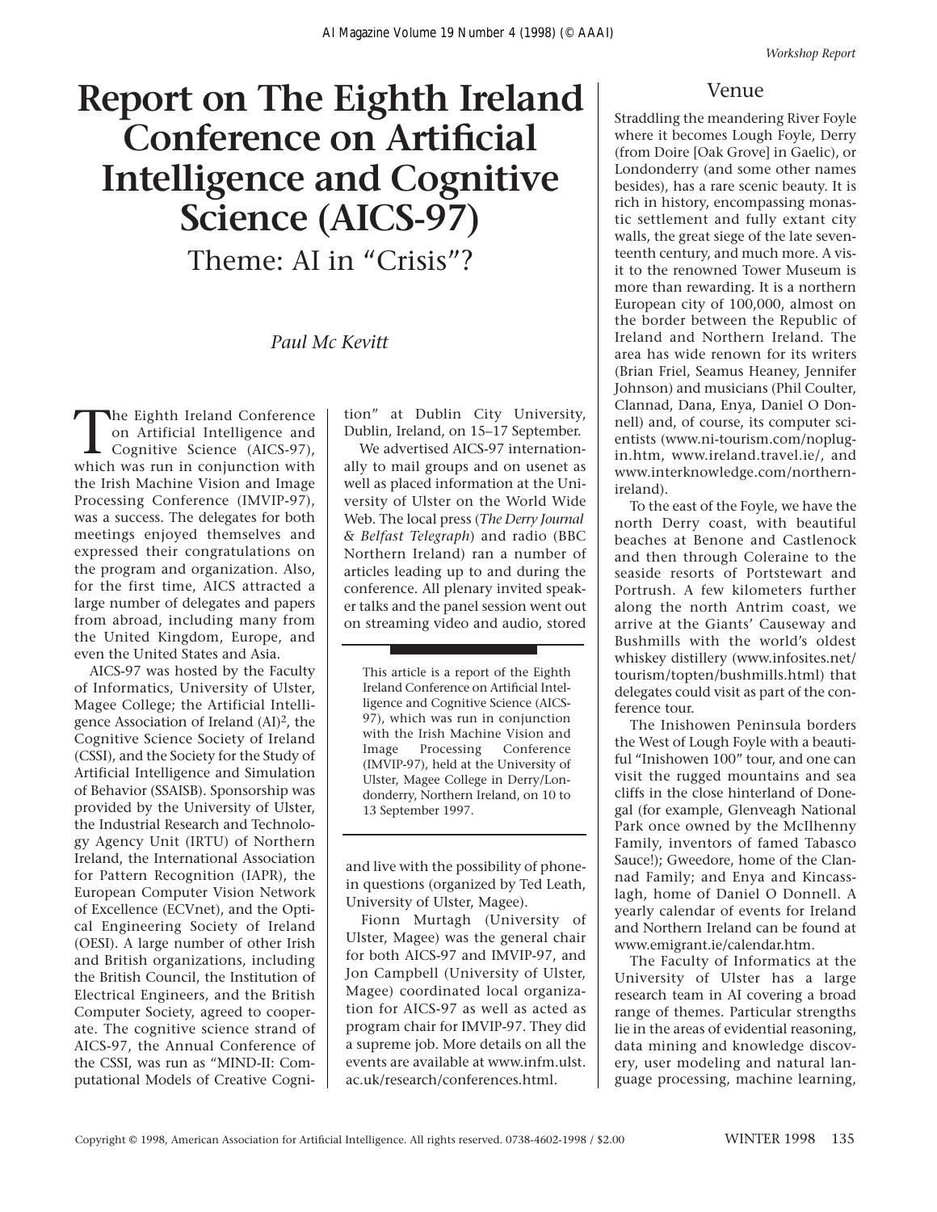*Workshop Report*

# Report on The Eighth Ireland Conference on Artificial Intelligence and Cognitive Science (AICS-97)

## Theme: AI in "Crisis"?

*Paul Mc Kevitt*

The Eighth Ireland Conference on Artificial Intelligence and Cognitive Science (AICS-97), which was run in conjunction with the Irish Machine Vision and Image Processing Conference (IMVIP-97), was a success. The delegates for both meetings enjoyed themselves and expressed their congratulations on the program and organization. Also, for the first time, AICS attracted a large number of delegates and papers from abroad, including many from the United Kingdom, Europe, and even the United States and Asia.

AICS-97 was hosted by the Faculty of Informatics, University of Ulster, Magee College; the Artificial Intelligence Association of Ireland (AI)², the Cognitive Science Society of Ireland (CSSI), and the Society for the Study of Artificial Intelligence and Simulation of Behavior (SSAISB). Sponsorship was provided by the University of Ulster, the Industrial Research and Technology Agency Unit (IRTU) of Northern Ireland, the International Association for Pattern Recognition (IAPR), the European Computer Vision Network of Excellence (ECVnet), and the Optical Engineering Society of Ireland (OESI). A large number of other Irish and British organizations, including the British Council, the Institution of Electrical Engineers, and the British Computer Society, agreed to cooperate. The cognitive science strand of AICS-97, the Annual Conference of the CSSI, was run as "MIND-II: Computational Models of Creative Cognition" at Dublin City University, Dublin, Ireland, on 15–17 September.

We advertised AICS-97 internationally to mail groups and on usenet as well as placed information at the University of Ulster on the World Wide Web. The local press (*The Derry Journal & Belfast Telegraph*) and radio (BBC Northern Ireland) ran a number of articles leading up to and during the conference. All plenary invited speaker talks and the panel session went out on streaming video and audio, stored and live with the possibility of phone-in questions (organized by Ted Leath, University of Ulster, Magee).

> This article is a report of the Eighth Ireland Conference on Artificial Intelligence and Cognitive Science (AICS-97), which was run in conjunction with the Irish Machine Vision and Image Processing Conference (IMVIP-97), held at the University of Ulster, Magee College in Derry/Londonderry, Northern Ireland, on 10 to 13 September 1997.

Fionn Murtagh (University of Ulster, Magee) was the general chair for both AICS-97 and IMVIP-97, and Jon Campbell (University of Ulster, Magee) coordinated local organization for AICS-97 as well as acted as program chair for IMVIP-97. They did a supreme job. More details on all the events are available at www.infm.ulst.ac.uk/research/conferences.html.

## Venue

Straddling the meandering River Foyle where it becomes Lough Foyle, Derry (from Doire [Oak Grove] in Gaelic), or Londonderry (and some other names besides), has a rare scenic beauty. It is rich in history, encompassing monastic settlement and fully extant city walls, the great siege of the late seventeenth century, and much more. A visit to the renowned Tower Museum is more than rewarding. It is a northern European city of 100,000, almost on the border between the Republic of Ireland and Northern Ireland. The area has wide renown for its writers (Brian Friel, Seamus Heaney, Jennifer Johnson) and musicians (Phil Coulter, Clannad, Dana, Enya, Daniel O Donnell) and, of course, its computer scientists (www.ni-tourism.com/noplugin.htm, www.ireland.travel.ie/, and www.interknowledge.com/northern-ireland).

To the east of the Foyle, we have the north Derry coast, with beautiful beaches at Benone and Castlenock and then through Coleraine to the seaside resorts of Portstewart and Portrush. A few kilometers further along the north Antrim coast, we arrive at the Giants' Causeway and Bushmills with the world's oldest whiskey distillery (www.infosites.net/tourism/topten/bushmills.html) that delegates could visit as part of the conference tour.

The Inishowen Penisula borders the West of Lough Foyle with a beautiful "Inishowen 100" tour, and one can visit the rugged mountains and sea cliffs in the close hinterland of Donegal (for example, Glenveagh National Park once owned by the McIlhenny Family, inventors of famed Tabasco Sauce!); Gweedore, home of the Clannad Family; and Enya and Kincasslagh, home of Daniel O Donnell. A yearly calendar of events for Ireland and Northern Ireland can be found at www.emigrant.ie/calendar.htm.

The Faculty of Informatics at the University of Ulster has a large research team in AI covering a broad range of themes. Particular strengths lie in the areas of evidential reasoning, data mining and knowledge discovery, user modeling and natural language processing, machine learning,

Copyright © 1998, American Association for Artificial Intelligence. All rights reserved. 0738-4602-1998 / $2.00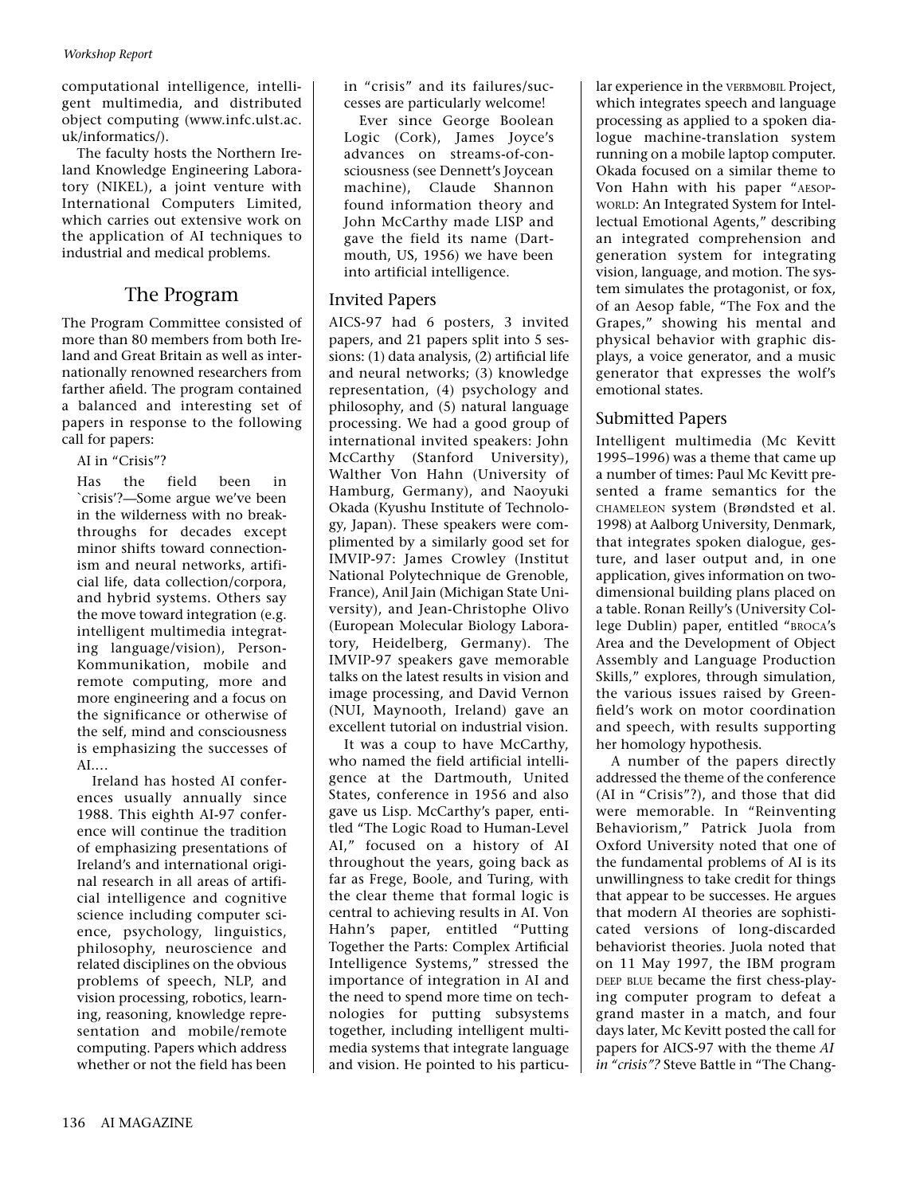computational intelligence, intelligent multimedia, and distributed object computing (www.infc.ulst.ac.uk/informatics/).

The faculty hosts the Northern Ireland Knowledge Engineering Laboratory (NIKEL), a joint venture with International Computers Limited, which carries out extensive work on the application of AI techniques to industrial and medical problems.

## The Program

The Program Committee consisted of more than 80 members from both Ireland and Great Britain as well as internationally renowned researchers from farther afield. The program contained a balanced and interesting set of papers in response to the following call for papers:

> AI in "Crisis"?
>
> Has the field been in `crisis'?—Some argue we've been in the wilderness with no breakthroughs for decades except minor shifts toward connectionism and neural networks, artificial life, data collection/corpora, and hybrid systems. Others say the move toward integration (e.g. intelligent multimedia integrating language/vision), Person-Kommunikation, mobile and remote computing, more and more engineering and a focus on the significance or otherwise of the self, mind and consciousness is emphasizing the successes of AI.…
>
> Ireland has hosted AI conferences usually annually since 1988. This eighth AI-97 conference will continue the tradition of emphasizing presentations of Ireland's and international original research in all areas of artificial intelligence and cognitive science including computer science, psychology, linguistics, philosophy, neuroscience and related disciplines on the obvious problems of speech, NLP, and vision processing, robotics, learning, reasoning, knowledge representation and mobile/remote computing. Papers which address whether or not the field has been in "crisis" and its failures/successes are particularly welcome!
>
> Ever since George Boolean Logic (Cork), James Joyce's advances on streams-of-consciousness (see Dennett's Joycean machine), Claude Shannon found information theory and John McCarthy made LISP and gave the field its name (Dartmouth, US, 1956) we have been into artificial intelligence.

### Invited Papers

AICS-97 had 6 posters, 3 invited papers, and 21 papers split into 5 sessions: (1) data analysis, (2) artificial life and neural networks; (3) knowledge representation, (4) psychology and philosophy, and (5) natural language processing. We had a good group of international invited speakers: John McCarthy (Stanford University), Walther Von Hahn (University of Hamburg, Germany), and Naoyuki Okada (Kyushu Institute of Technology, Japan). These speakers were complimented by a similarly good set for IMVIP-97: James Crowley (Institut National Polytechnique de Grenoble, France), Anil Jain (Michigan State University), and Jean-Christophe Olivo (European Molecular Biology Laboratory, Heidelberg, Germany). The IMVIP-97 speakers gave memorable talks on the latest results in vision and image processing, and David Vernon (NUI, Maynooth, Ireland) gave an excellent tutorial on industrial vision.

It was a coup to have McCarthy, who named the field artificial intelligence at the Dartmouth, United States, conference in 1956 and also gave us Lisp. McCarthy's paper, entitled "The Logic Road to Human-Level AI," focused on a history of AI throughout the years, going back as far as Frege, Boole, and Turing, with the clear theme that formal logic is central to achieving results in AI. Von Hahn's paper, entitled "Putting Together the Parts: Complex Artificial Intelligence Systems," stressed the importance of integration in AI and the need to spend more time on technologies for putting subsystems together, including intelligent multimedia systems that integrate language and vision. He pointed to his particular experience in the VERBMOBIL Project, which integrates speech and language processing as applied to a spoken dialogue machine-translation system running on a mobile laptop computer. Okada focused on a similar theme to Von Hahn with his paper "AESOPWORLD: An Integrated System for Intellectual Emotional Agents," describing an integrated comprehension and generation system for integrating vision, language, and motion. The system simulates the protagonist, or fox, of an Aesop fable, "The Fox and the Grapes," showing his mental and physical behavior with graphic displays, a voice generator, and a music generator that expresses the wolf's emotional states.

### Submitted Papers

Intelligent multimedia (Mc Kevitt 1995–1996) was a theme that came up a number of times: Paul Mc Kevitt presented a frame semantics for the CHAMELEON system (Brøndsted et al. 1998) at Aalborg University, Denmark, that integrates spoken dialogue, gesture, and laser output and, in one application, gives information on two-dimensional building plans placed on a table. Ronan Reilly's (University College Dublin) paper, entitled "BROCA's Area and the Development of Object Assembly and Language Production Skills," explores, through simulation, the various issues raised by Greenfield's work on motor coordination and speech, with results supporting her homology hypothesis.

A number of the papers directly addressed the theme of the conference (AI in "Crisis"?), and those that did were memorable. In "Reinventing Behaviorism," Patrick Juola from Oxford University noted that one of the fundamental problems of AI is its unwillingness to take credit for things that appear to be successes. He argues that modern AI theories are sophisticated versions of long-discarded behaviorist theories. Juola noted that on 11 May 1997, the IBM program DEEP BLUE became the first chess-playing computer program to defeat a grand master in a match, and four days later, Mc Kevitt posted the call for papers for AICS-97 with the theme *AI in "crisis"?* Steve Battle in "The Chang-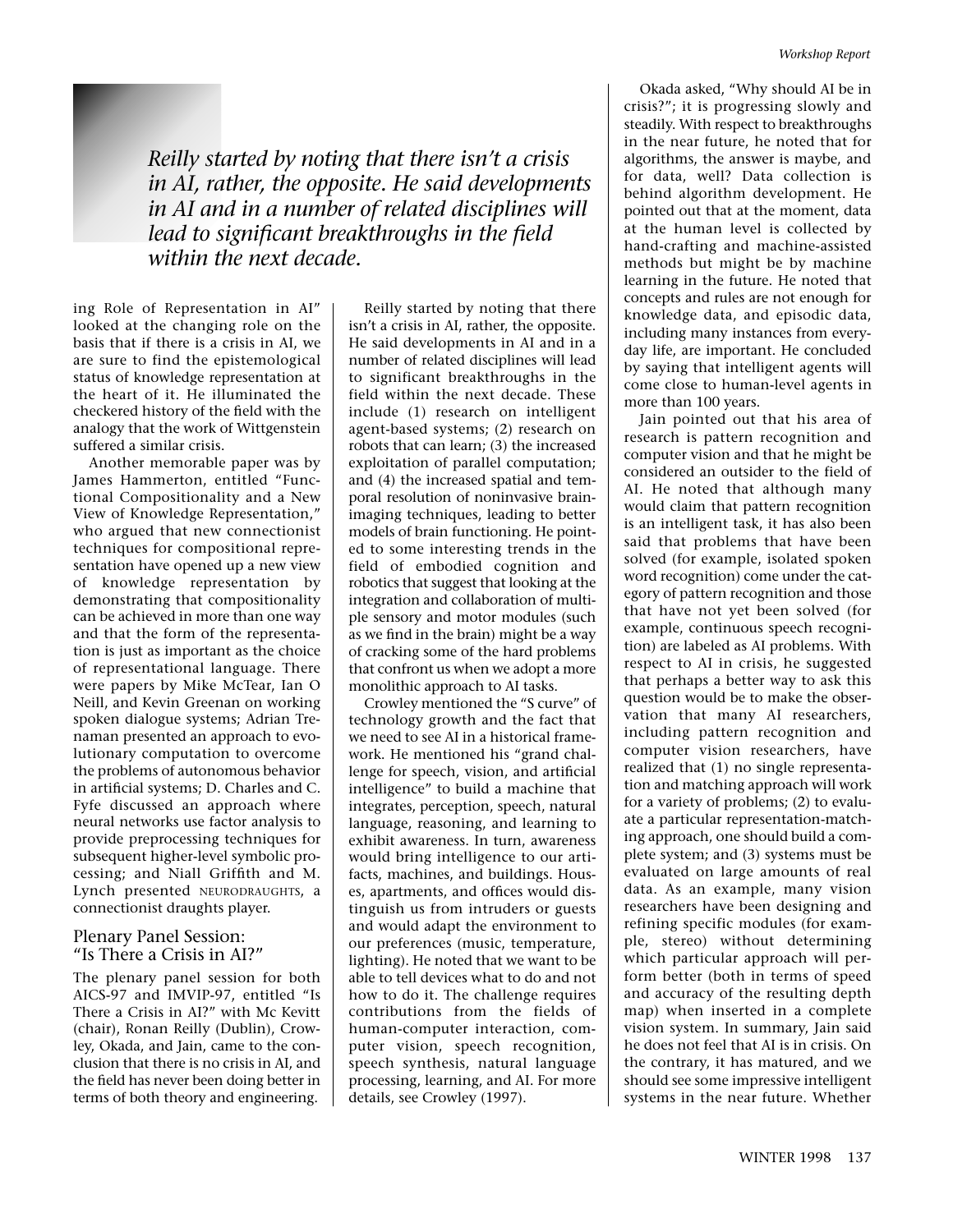*Reilly started by noting that there isn't a crisis in AI, rather, the opposite. He said developments in AI and in a number of related disciplines will lead to significant breakthroughs in the field within the next decade.*

ing Role of Representation in AI" looked at the changing role on the basis that if there is a crisis in AI, we are sure to find the epistemological status of knowledge representation at the heart of it. He illuminated the checkered history of the field with the analogy that the work of Wittgenstein suffered a similar crisis.

Another memorable paper was by James Hammerton, entitled "Functional Compositionality and a New View of Knowledge Representation," who argued that new connectionist techniques for compositional representation have opened up a new view of knowledge representation by demonstrating that compositionality can be achieved in more than one way and that the form of the representation is just as important as the choice of representational language. There were papers by Mike McTear, Ian O Neill, and Kevin Greenan on working spoken dialogue systems; Adrian Trenaman presented an approach to evolutionary computation to overcome the problems of autonomous behavior in artificial systems; D. Charles and C. Fyfe discussed an approach where neural networks use factor analysis to provide preprocessing techniques for subsequent higher-level symbolic processing; and Niall Griffith and M. Lynch presented NEURODRAUGHTS, a connectionist draughts player.

## Plenary Panel Session: "Is There a Crisis in AI?"

The plenary panel session for both AICS-97 and IMVIP-97, entitled "Is There a Crisis in AI?" with Mc Kevitt (chair), Ronan Reilly (Dublin), Crowley, Okada, and Jain, came to the conclusion that there is no crisis in AI, and the field has never been doing better in terms of both theory and engineering.

Reilly started by noting that there isn't a crisis in AI, rather, the opposite. He said developments in AI and in a number of related disciplines will lead to significant breakthroughs in the field within the next decade. These include (1) research on intelligent agent-based systems; (2) research on robots that can learn; (3) the increased exploitation of parallel computation; and (4) the increased spatial and temporal resolution of noninvasive brain-imaging techniques, leading to better models of brain functioning. He pointed to some interesting trends in the field of embodied cognition and robotics that suggest that looking at the integration and collaboration of multiple sensory and motor modules (such as we find in the brain) might be a way of cracking some of the hard problems that confront us when we adopt a more monolithic approach to AI tasks.

Crowley mentioned the "S curve" of technology growth and the fact that we need to see AI in a historical framework. He mentioned his "grand challenge for speech, vision, and artificial intelligence" to build a machine that integrates, perception, speech, natural language, reasoning, and learning to exhibit awareness. In turn, awareness would bring intelligence to our artifacts, machines, and buildings. Houses, apartments, and offices would distinguish us from intruders or guests and would adapt the environment to our preferences (music, temperature, lighting). He noted that we want to be able to tell devices what to do and not how to do it. The challenge requires contributions from the fields of human-computer interaction, computer vision, speech recognition, speech synthesis, natural language processing, learning, and AI. For more details, see Crowley (1997).

Okada asked, "Why should AI be in crisis?"; it is progressing slowly and steadily. With respect to breakthroughs in the near future, he noted that for algorithms, the answer is maybe, and for data, well? Data collection is behind algorithm development. He pointed out that at the moment, data at the human level is collected by hand-crafting and machine-assisted methods but might be by machine learning in the future. He noted that concepts and rules are not enough for knowledge data, and episodic data, including many instances from everyday life, are important. He concluded by saying that intelligent agents will come close to human-level agents in more than 100 years.

Jain pointed out that his area of research is pattern recognition and computer vision and that he might be considered an outsider to the field of AI. He noted that although many would claim that pattern recognition is an intelligent task, it has also been said that problems that have been solved (for example, isolated spoken word recognition) come under the category of pattern recognition and those that have not yet been solved (for example, continuous speech recognition) are labeled as AI problems. With respect to AI in crisis, he suggested that perhaps a better way to ask this question would be to make the observation that many AI researchers, including pattern recognition and computer vision researchers, have realized that (1) no single representation and matching approach will work for a variety of problems; (2) to evaluate a particular representation-matching approach, one should build a complete system; and (3) systems must be evaluated on large amounts of real data. As an example, many vision researchers have been designing and refining specific modules (for example, stereo) without determining which particular approach will perform better (both in terms of speed and accuracy of the resulting depth map) when inserted in a complete vision system. In summary, Jain said he does not feel that AI is in crisis. On the contrary, it has matured, and we should see some impressive intelligent systems in the near future. Whether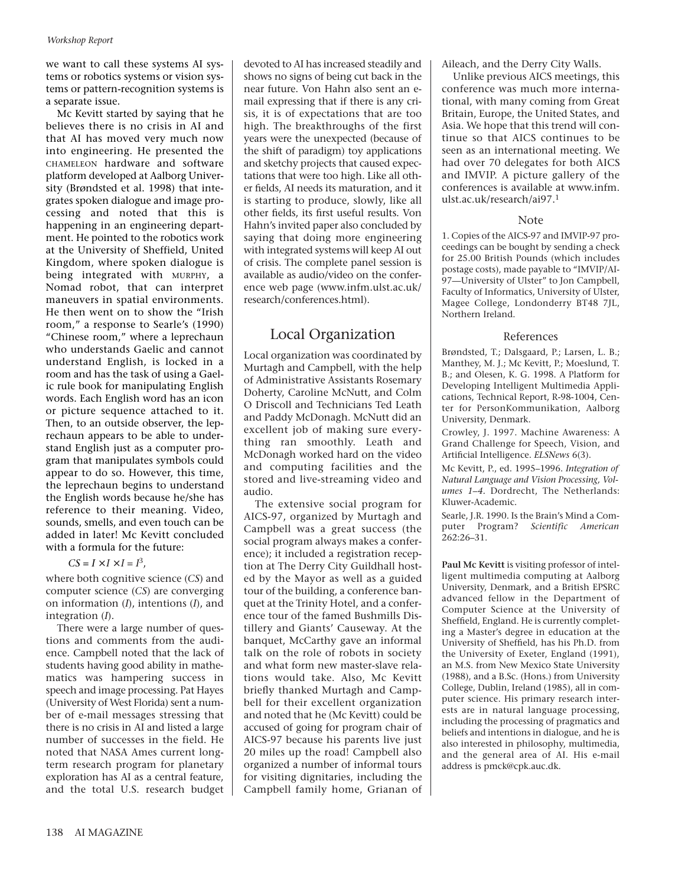we want to call these systems AI systems or robotics systems or vision systems or pattern-recognition systems is a separate issue.

Mc Kevitt started by saying that he believes there is no crisis in AI and that AI has moved very much now into engineering. He presented the CHAMELEON hardware and software platform developed at Aalborg University (Brøndsted et al. 1998) that integrates spoken dialogue and image processing and noted that this is happening in an engineering department. He pointed to the robotics work at the University of Sheffield, United Kingdom, where spoken dialogue is being integrated with MURPHY, a Nomad robot, that can interpret maneuvers in spatial environments. He then went on to show the "Irish room," a response to Searle's (1990) "Chinese room," where a leprechaun who understands Gaelic and cannot understand English, is locked in a room and has the task of using a Gaelic rule book for manipulating English words. Each English word has an icon or picture sequence attached to it. Then, to an outside observer, the leprechaun appears to be able to understand English just as a computer program that manipulates symbols could appear to do so. However, this time, the leprechaun begins to understand the English words because he/she has reference to their meaning. Video, sounds, smells, and even touch can be added in later! Mc Kevitt concluded with a formula for the future:

$$CS = I \times I \times I = I^3,$$

where both cognitive science (*CS*) and computer science (*CS*) are converging on information (*I*), intentions (*I*), and integration (*I*).

There were a large number of questions and comments from the audience. Campbell noted that the lack of students having good ability in mathematics was hampering success in speech and image processing. Pat Hayes (University of West Florida) sent a number of e-mail messages stressing that there is no crisis in AI and listed a large number of successes in the field. He noted that NASA Ames current long-term research program for planetary exploration has AI as a central feature, and the total U.S. research budget devoted to AI has increased steadily and shows no signs of being cut back in the near future. Von Hahn also sent an e-mail expressing that if there is any crisis, it is of expectations that are too high. The breakthroughs of the first years were the unexpected (because of the shift of paradigm) toy applications and sketchy projects that caused expectations that were too high. Like all other fields, AI needs its maturation, and it is starting to produce, slowly, like all other fields, its first useful results. Von Hahn's invited paper also concluded by saying that doing more engineering with integrated systems will keep AI out of crisis. The complete panel session is available as audio/video on the conference web page (www.infm.ulst.ac.uk/research/conferences.html).

## Local Organization

Local organization was coordinated by Murtagh and Campbell, with the help of Administrative Assistants Rosemary Doherty, Caroline McNutt, and Colm O Driscoll and Technicians Ted Leath and Paddy McDonagh. McNutt did an excellent job of making sure everything ran smoothly. Leath and McDonagh worked hard on the video and computing facilities and the stored and live-streaming video and audio.

The extensive social program for AICS-97, organized by Murtagh and Campbell was a great success (the social program always makes a conference); it included a registration reception at The Derry City Guildhall hosted by the Mayor as well as a guided tour of the building, a conference banquet at the Trinity Hotel, and a conference tour of the famed Bushmills Distillery and Giants' Causeway. At the banquet, McCarthy gave an informal talk on the role of robots in society and what form new master-slave relations would take. Also, Mc Kevitt briefly thanked Murtagh and Campbell for their excellent organization and noted that he (Mc Kevitt) could be accused of going for program chair of AICS-97 because his parents live just 20 miles up the road! Campbell also organized a number of informal tours for visiting dignitaries, including the Campbell family home, Grianan of Aileach, and the Derry City Walls.

Unlike previous AICS meetings, this conference was much more international, with many coming from Great Britain, Europe, the United States, and Asia. We hope that this trend will continue so that AICS continues to be seen as an international meeting. We had over 70 delegates for both AICS and IMVIP. A picture gallery of the conferences is available at www.infm.ulst.ac.uk/research/ai97.[1]

### Note

1. Copies of the AICS-97 and IMVIP-97 proceedings can be bought by sending a check for 25.00 British Pounds (which includes postage costs), made payable to "IMVIP/AI-97—University of Ulster" to Jon Campbell, Faculty of Informatics, University of Ulster, Magee College, Londonderry BT48 7JL, Northern Ireland.

### References

Brøndsted, T.; Dalsgaard, P.; Larsen, L. B.; Manthey, M. J.; Mc Kevitt, P.; Moeslund, T. B.; and Olesen, K. G. 1998. A Platform for Developing Intelligent Multimedia Applications, Technical Report, R-98-1004, Center for PersonKommunikation, Aalborg University, Denmark.

Crowley, J. 1997. Machine Awareness: A Grand Challenge for Speech, Vision, and Artificial Intelligence. *ELSNews* 6(3).

Mc Kevitt, P., ed. 1995–1996. *Integration of Natural Language and Vision Processing, Volumes 1–4*. Dordrecht, The Netherlands: Kluwer-Academic.

Searle, J.R. 1990. Is the Brain's Mind a Computer Program? *Scientific American* 262:26–31.

**Paul Mc Kevitt** is visiting professor of intelligent multimedia computing at Aalborg University, Denmark, and a British EPSRC advanced fellow in the Department of Computer Science at the University of Sheffield, England. He is currently completing a Master's degree in education at the University of Sheffield, has his Ph.D. from the University of Exeter, England (1991), an M.S. from New Mexico State University (1988), and a B.Sc. (Hons.) from University College, Dublin, Ireland (1985), all in computer science. His primary research interests are in natural language processing, including the processing of pragmatics and beliefs and intentions in dialogue, and he is also interested in philosophy, multimedia, and the general area of AI. His e-mail address is pmck@cpk.auc.dk.